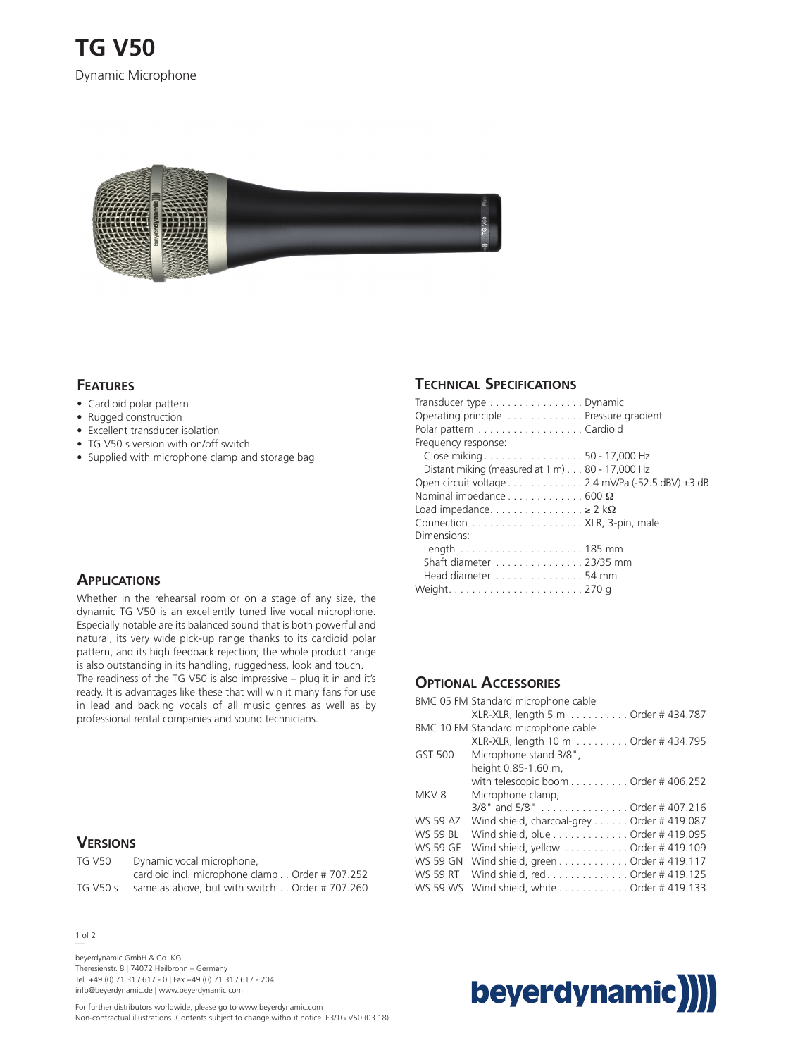# TG V50

Dynamic Microphone

## Features

- Cardioid polar pattern
- Rugged construction
- Excellent transducer isolation
- TG V50 s version with on/off switch
- Supplied with microphone clamp and storage bag

## Applications

Whether in the rehearsal room or on a stage of any size, the dynamic TG V50 is an excellently tuned live vocal microphone. Especially notable are its balanced sound that is both powerful and natural, its very wide pick-up range thanks to its cardioid polar pattern, and its high feedback rejection; the whole product range is also outstanding in its handling, ruggedness, look and touch. The readiness of the TG V50 is also impressive – plug it in and it's ready. It is advantages like these that will win it many fans for use in lead and backing vocals of all music genres as well as by professional rental companies and sound technicians.

## Versions

| | | |
|---|---|---|
| TG V50 | Dynamic vocal microphone, cardioid incl. microphone clamp | Order # 707.252 |
| TG V50 s | same as above, but with switch | Order # 707.260 |

## Technical Specifications

| | |
|---|---|
| Transducer type | Dynamic |
| Operating principle | Pressure gradient |
| Polar pattern | Cardioid |
| Frequency response: | |
| Close miking | 50 - 17,000 Hz |
| Distant miking (measured at 1 m) | 80 - 17,000 Hz |
| Open circuit voltage | 2.4 mV/Pa (-52.5 dBV) ±3 dB |
| Nominal impedance | 600 Ω |
| Load impedance | ≥ 2 kΩ |
| Connection | XLR, 3-pin, male |
| Dimensions: | |
| Length | 185 mm |
| Shaft diameter | 23/35 mm |
| Head diameter | 54 mm |
| Weight | 270 g |

## Optional Accessories

| | | |
|---|---|---|
| BMC 05 FM | Standard microphone cable XLR-XLR, length 5 m | Order # 434.787 |
| BMC 10 FM | Standard microphone cable XLR-XLR, length 10 m | Order # 434.795 |
| GST 500 | Microphone stand 3/8", height 0.85-1.60 m, with telescopic boom | Order # 406.252 |
| MKV 8 | Microphone clamp, 3/8" and 5/8" | Order # 407.216 |
| WS 59 AZ | Wind shield, charcoal-grey | Order # 419.087 |
| WS 59 BL | Wind shield, blue | Order # 419.095 |
| WS 59 GE | Wind shield, yellow | Order # 419.109 |
| WS 59 GN | Wind shield, green | Order # 419.117 |
| WS 59 RT | Wind shield, red | Order # 419.125 |
| WS 59 WS | Wind shield, white | Order # 419.133 |

beyerdynamic GmbH & Co. KG
Theresienstr. 8 | 74072 Heilbronn – Germany
Tel. +49 (0) 71 31 / 617 - 0 | Fax +49 (0) 71 31 / 617 - 204
info@beyerdynamic.de | www.beyerdynamic.com

For further distributors worldwide, please go to www.beyerdynamic.com
Non-contractual illustrations. Contents subject to change without notice. E3/TG V50 (03.18)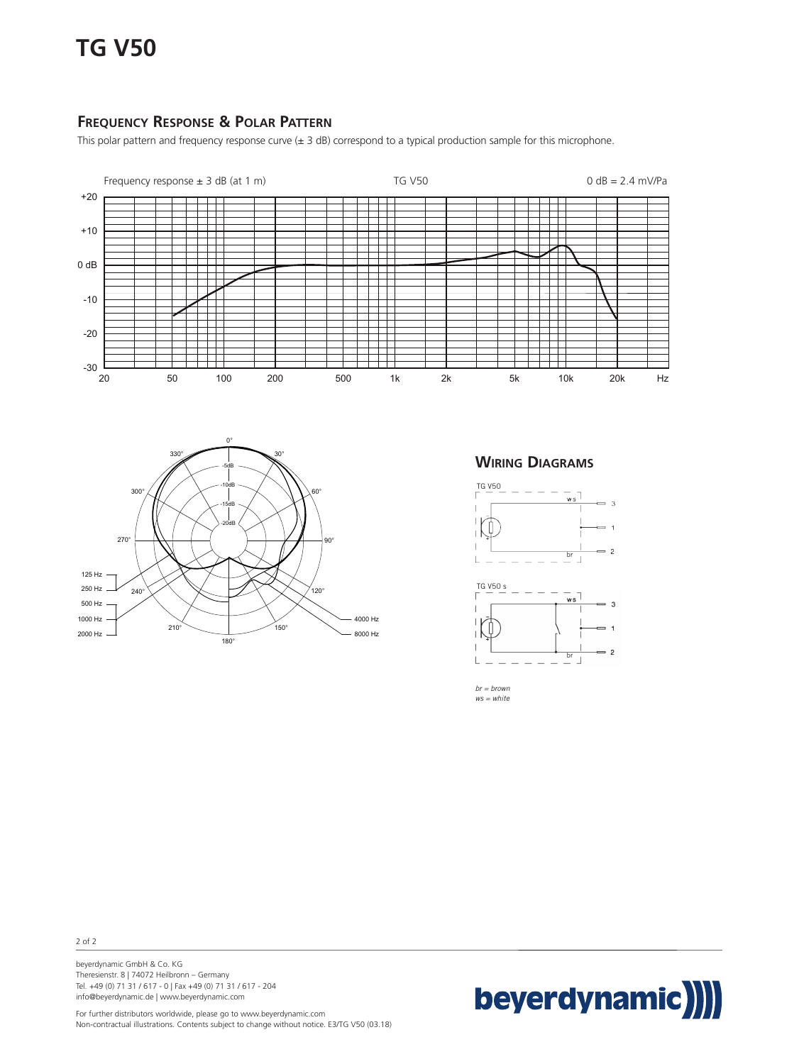# TG V50

## Frequency Response & Polar Pattern

This polar pattern and frequency response curve (± 3 dB) correspond to a typical production sample for this microphone.

Frequency response ± 3 dB (at 1 m)

TG V50

0 dB = 2.4 mV/Pa

+20
+10
0 dB
-10
-20
-30

20 50 100 200 500 1k 2k 5k 10k 20k Hz

0°
30°
60°
90°
120°
150°
180°
210°
240°
270°
300°
330°

-5dB
-10dB
-15dB
-20dB

125 Hz
250 Hz
500 Hz
1000 Hz
2000 Hz

4000 Hz
8000 Hz

## Wiring Diagrams

TG V50

ws
br
3
1
2

TG V50 s

ws
br
3
1
2

*br = brown*
*ws = white*

beyerdynamic GmbH & Co. KG
Theresienstr. 8 | 74072 Heilbronn – Germany
Tel. +49 (0) 71 31 / 617 - 0 | Fax +49 (0) 71 31 / 617 - 204
info@beyerdynamic.de | www.beyerdynamic.com

For further distributors worldwide, please go to www.beyerdynamic.com
Non-contractual illustrations. Contents subject to change without notice. E3/TG V50 (03.18)

beyerdynamic